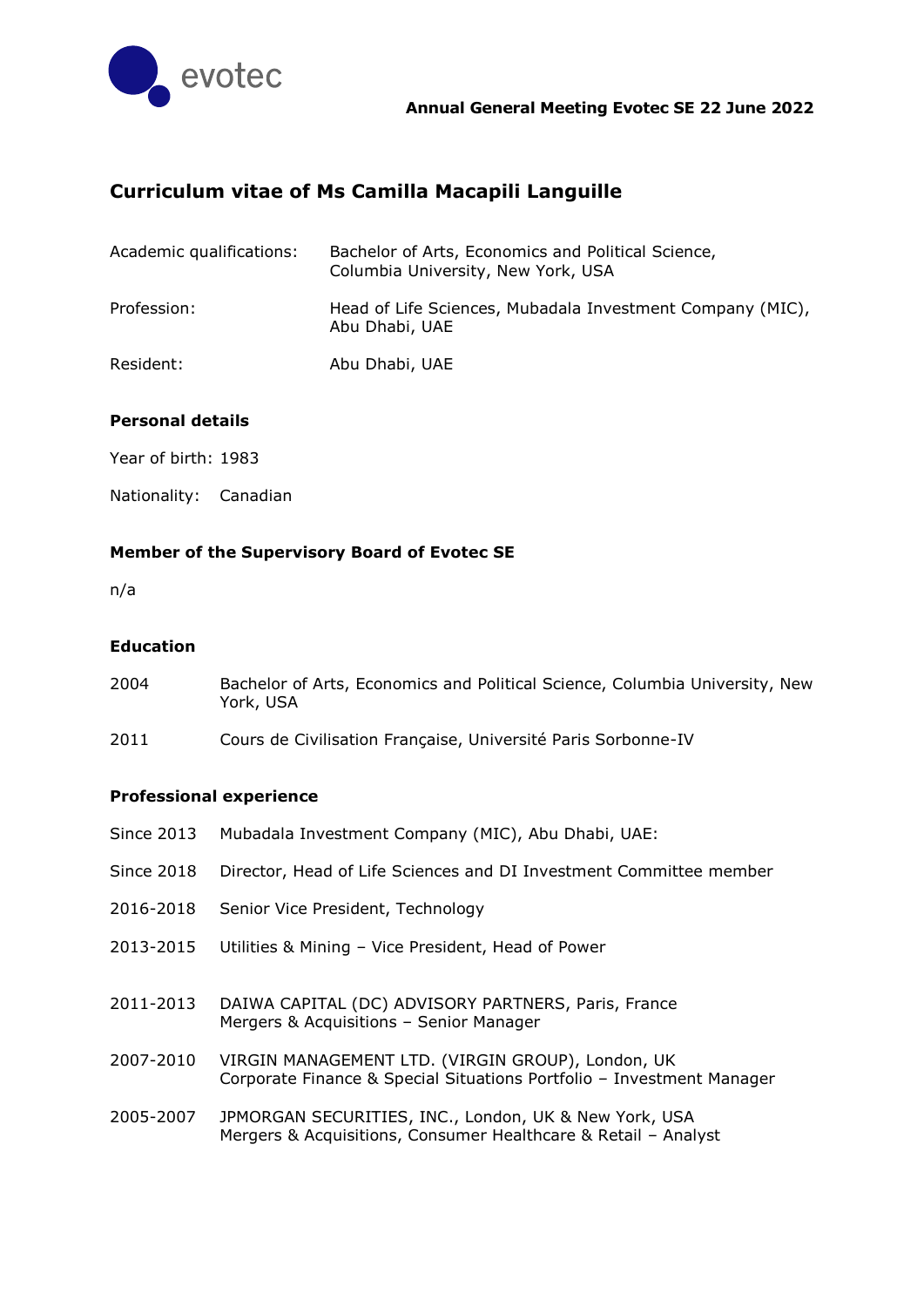**Annual General Meeting Evotec SE 22 June 2022**

# Curriculum vitae of Ms Camilla Macapili Languille

| | |
|---|---|
| Academic qualifications: | Bachelor of Arts, Economics and Political Science, Columbia University, New York, USA |
| Profession: | Head of Life Sciences, Mubadala Investment Company (MIC), Abu Dhabi, UAE |
| Resident: | Abu Dhabi, UAE |

## Personal details

Year of birth: 1983

Nationality: Canadian

## Member of the Supervisory Board of Evotec SE

n/a

## Education

| | |
|---|---|
| 2004 | Bachelor of Arts, Economics and Political Science, Columbia University, New York, USA |
| 2011 | Cours de Civilisation Française, Université Paris Sorbonne-IV |

## Professional experience

| | |
|---|---|
| Since 2013 | Mubadala Investment Company (MIC), Abu Dhabi, UAE: |
| Since 2018 | Director, Head of Life Sciences and DI Investment Committee member |
| 2016-2018 | Senior Vice President, Technology |
| 2013-2015 | Utilities & Mining – Vice President, Head of Power |
| 2011-2013 | DAIWA CAPITAL (DC) ADVISORY PARTNERS, Paris, France<br>Mergers & Acquisitions – Senior Manager |
| 2007-2010 | VIRGIN MANAGEMENT LTD. (VIRGIN GROUP), London, UK<br>Corporate Finance & Special Situations Portfolio – Investment Manager |
| 2005-2007 | JPMORGAN SECURITIES, INC., London, UK & New York, USA<br>Mergers & Acquisitions, Consumer Healthcare & Retail – Analyst |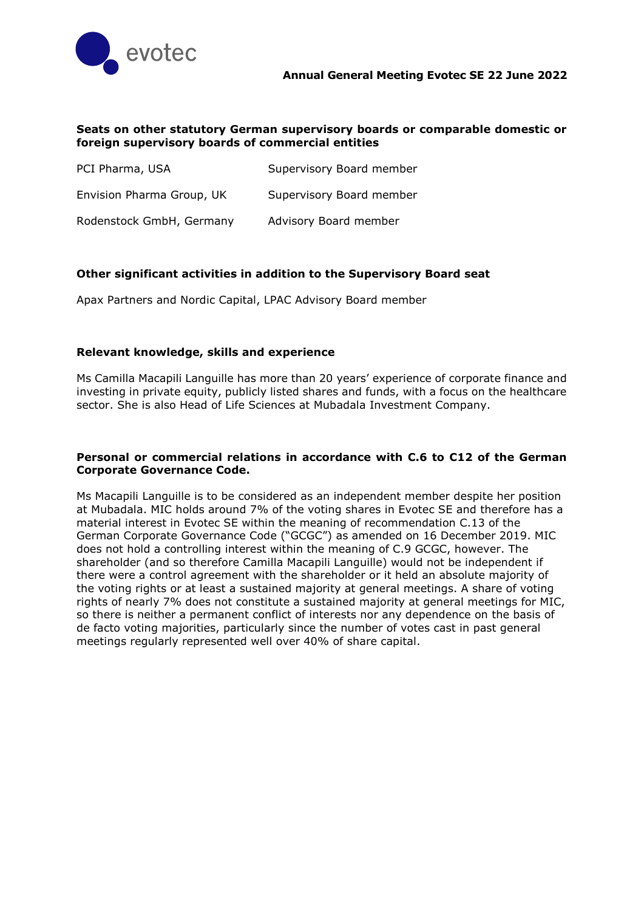**Seats on other statutory German supervisory boards or comparable domestic or foreign supervisory boards of commercial entities**

| | |
|---|---|
| PCI Pharma, USA | Supervisory Board member |
| Envision Pharma Group, UK | Supervisory Board member |
| Rodenstock GmbH, Germany | Advisory Board member |

**Other significant activities in addition to the Supervisory Board seat**

Apax Partners and Nordic Capital, LPAC Advisory Board member

**Relevant knowledge, skills and experience**

Ms Camilla Macapili Languille has more than 20 years' experience of corporate finance and investing in private equity, publicly listed shares and funds, with a focus on the healthcare sector. She is also Head of Life Sciences at Mubadala Investment Company.

**Personal or commercial relations in accordance with C.6 to C12 of the German Corporate Governance Code.**

Ms Macapili Languille is to be considered as an independent member despite her position at Mubadala. MIC holds around 7% of the voting shares in Evotec SE and therefore has a material interest in Evotec SE within the meaning of recommendation C.13 of the German Corporate Governance Code ("GCGC") as amended on 16 December 2019. MIC does not hold a controlling interest within the meaning of C.9 GCGC, however. The shareholder (and so therefore Camilla Macapili Languille) would not be independent if there were a control agreement with the shareholder or it held an absolute majority of the voting rights or at least a sustained majority at general meetings. A share of voting rights of nearly 7% does not constitute a sustained majority at general meetings for MIC, so there is neither a permanent conflict of interests nor any dependence on the basis of de facto voting majorities, particularly since the number of votes cast in past general meetings regularly represented well over 40% of share capital.